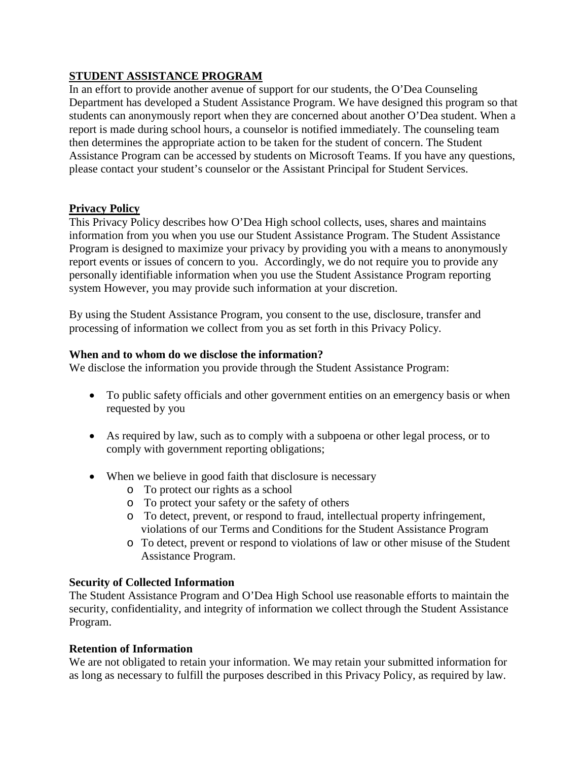## STUDENT ASSISTANCE PROGRAM

In an effort to provide another avenue of support for our students, the O'Dea Counseling Department has developed a Student Assistance Program. We have designed this program so that students can anonymously report when they are concerned about another O'Dea student. When a report is made during school hours, a counselor is notified immediately. The counseling team then determines the appropriate action to be taken for the student of concern. The Student Assistance Program can be accessed by students on Microsoft Teams. If you have any questions, please contact your student's counselor or the Assistant Principal for Student Services.

## Privacy Policy

This Privacy Policy describes how O'Dea High school collects, uses, shares and maintains information from you when you use our Student Assistance Program. The Student Assistance Program is designed to maximize your privacy by providing you with a means to anonymously report events or issues of concern to you. Accordingly, we do not require you to provide any personally identifiable information when you use the Student Assistance Program reporting system However, you may provide such information at your discretion.

By using the Student Assistance Program, you consent to the use, disclosure, transfer and processing of information we collect from you as set forth in this Privacy Policy.

### When and to whom do we disclose the information?

We disclose the information you provide through the Student Assistance Program:

- To public safety officials and other government entities on an emergency basis or when requested by you
- As required by law, such as to comply with a subpoena or other legal process, or to comply with government reporting obligations;
- When we believe in good faith that disclosure is necessary
  - To protect our rights as a school
  - To protect your safety or the safety of others
  - To detect, prevent, or respond to fraud, intellectual property infringement, violations of our Terms and Conditions for the Student Assistance Program
  - To detect, prevent or respond to violations of law or other misuse of the Student Assistance Program.

### Security of Collected Information

The Student Assistance Program and O'Dea High School use reasonable efforts to maintain the security, confidentiality, and integrity of information we collect through the Student Assistance Program.

### Retention of Information

We are not obligated to retain your information. We may retain your submitted information for as long as necessary to fulfill the purposes described in this Privacy Policy, as required by law.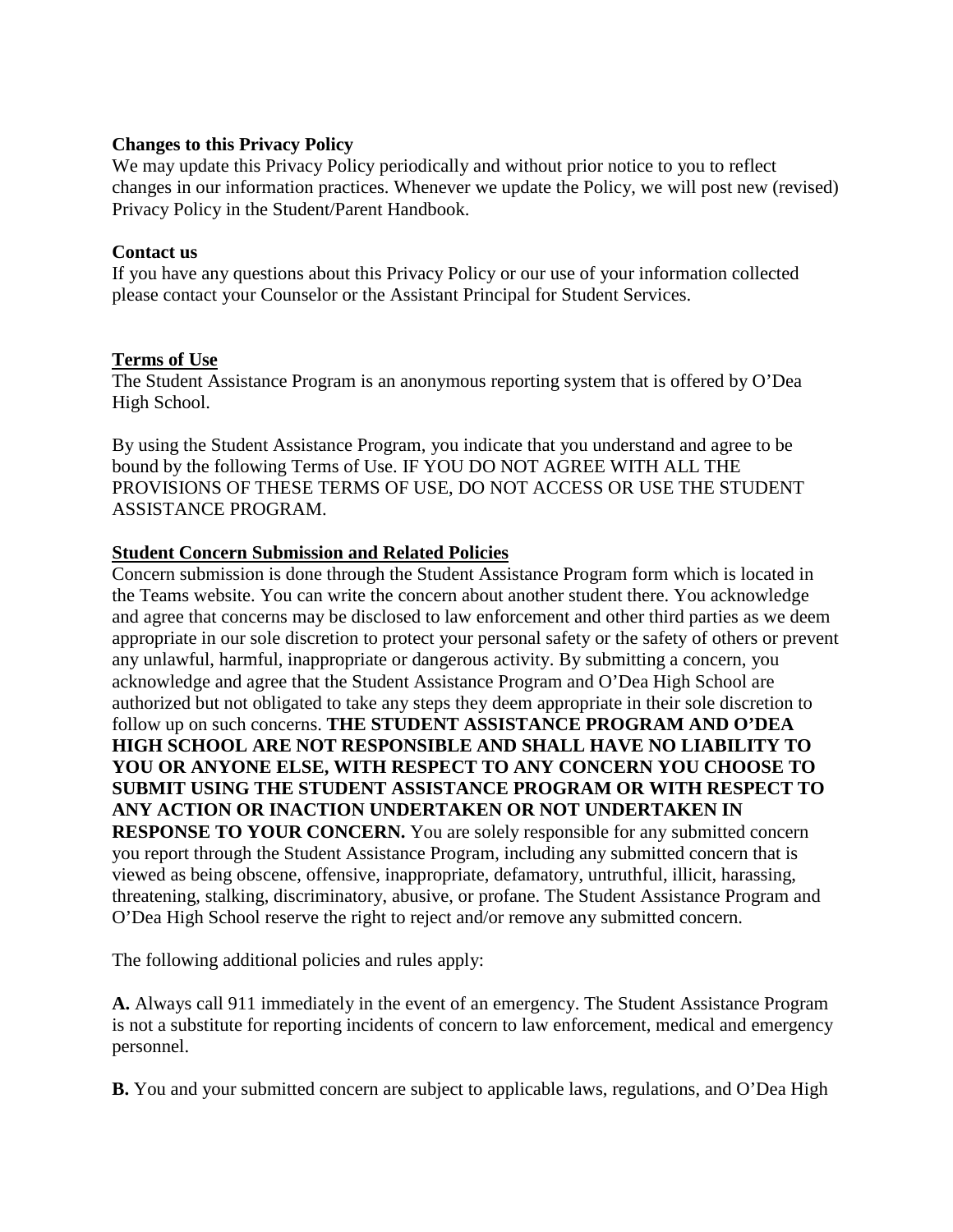**Changes to this Privacy Policy**

We may update this Privacy Policy periodically and without prior notice to you to reflect changes in our information practices. Whenever we update the Policy, we will post new (revised) Privacy Policy in the Student/Parent Handbook.

**Contact us**

If you have any questions about this Privacy Policy or our use of your information collected please contact your Counselor or the Assistant Principal for Student Services.

**Terms of Use**

The Student Assistance Program is an anonymous reporting system that is offered by O'Dea High School.

By using the Student Assistance Program, you indicate that you understand and agree to be bound by the following Terms of Use. IF YOU DO NOT AGREE WITH ALL THE PROVISIONS OF THESE TERMS OF USE, DO NOT ACCESS OR USE THE STUDENT ASSISTANCE PROGRAM.

**Student Concern Submission and Related Policies**

Concern submission is done through the Student Assistance Program form which is located in the Teams website. You can write the concern about another student there. You acknowledge and agree that concerns may be disclosed to law enforcement and other third parties as we deem appropriate in our sole discretion to protect your personal safety or the safety of others or prevent any unlawful, harmful, inappropriate or dangerous activity. By submitting a concern, you acknowledge and agree that the Student Assistance Program and O'Dea High School are authorized but not obligated to take any steps they deem appropriate in their sole discretion to follow up on such concerns. **THE STUDENT ASSISTANCE PROGRAM AND O'DEA HIGH SCHOOL ARE NOT RESPONSIBLE AND SHALL HAVE NO LIABILITY TO YOU OR ANYONE ELSE, WITH RESPECT TO ANY CONCERN YOU CHOOSE TO SUBMIT USING THE STUDENT ASSISTANCE PROGRAM OR WITH RESPECT TO ANY ACTION OR INACTION UNDERTAKEN OR NOT UNDERTAKEN IN RESPONSE TO YOUR CONCERN.** You are solely responsible for any submitted concern you report through the Student Assistance Program, including any submitted concern that is viewed as being obscene, offensive, inappropriate, defamatory, untruthful, illicit, harassing, threatening, stalking, discriminatory, abusive, or profane. The Student Assistance Program and O'Dea High School reserve the right to reject and/or remove any submitted concern.

The following additional policies and rules apply:

**A.** Always call 911 immediately in the event of an emergency. The Student Assistance Program is not a substitute for reporting incidents of concern to law enforcement, medical and emergency personnel.

**B.** You and your submitted concern are subject to applicable laws, regulations, and O'Dea High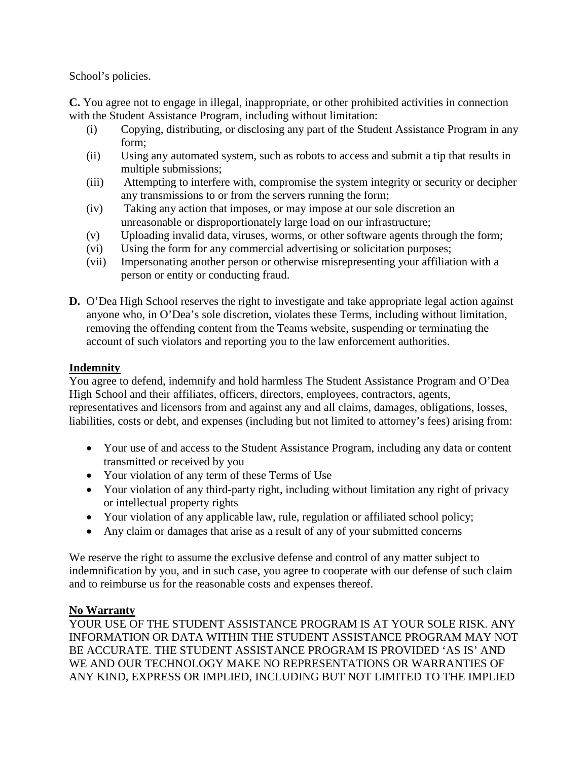School's policies.

**C.** You agree not to engage in illegal, inappropriate, or other prohibited activities in connection with the Student Assistance Program, including without limitation:

- (i) Copying, distributing, or disclosing any part of the Student Assistance Program in any form;
- (ii) Using any automated system, such as robots to access and submit a tip that results in multiple submissions;
- (iii) Attempting to interfere with, compromise the system integrity or security or decipher any transmissions to or from the servers running the form;
- (iv) Taking any action that imposes, or may impose at our sole discretion an unreasonable or disproportionately large load on our infrastructure;
- (v) Uploading invalid data, viruses, worms, or other software agents through the form;
- (vi) Using the form for any commercial advertising or solicitation purposes;
- (vii) Impersonating another person or otherwise misrepresenting your affiliation with a person or entity or conducting fraud.

**D.** O'Dea High School reserves the right to investigate and take appropriate legal action against anyone who, in O'Dea's sole discretion, violates these Terms, including without limitation, removing the offending content from the Teams website, suspending or terminating the account of such violators and reporting you to the law enforcement authorities.

**Indemnity**

You agree to defend, indemnify and hold harmless The Student Assistance Program and O'Dea High School and their affiliates, officers, directors, employees, contractors, agents, representatives and licensors from and against any and all claims, damages, obligations, losses, liabilities, costs or debt, and expenses (including but not limited to attorney's fees) arising from:

- Your use of and access to the Student Assistance Program, including any data or content transmitted or received by you
- Your violation of any term of these Terms of Use
- Your violation of any third-party right, including without limitation any right of privacy or intellectual property rights
- Your violation of any applicable law, rule, regulation or affiliated school policy;
- Any claim or damages that arise as a result of any of your submitted concerns

We reserve the right to assume the exclusive defense and control of any matter subject to indemnification by you, and in such case, you agree to cooperate with our defense of such claim and to reimburse us for the reasonable costs and expenses thereof.

**No Warranty**

YOUR USE OF THE STUDENT ASSISTANCE PROGRAM IS AT YOUR SOLE RISK. ANY INFORMATION OR DATA WITHIN THE STUDENT ASSISTANCE PROGRAM MAY NOT BE ACCURATE. THE STUDENT ASSISTANCE PROGRAM IS PROVIDED 'AS IS' AND WE AND OUR TECHNOLOGY MAKE NO REPRESENTATIONS OR WARRANTIES OF ANY KIND, EXPRESS OR IMPLIED, INCLUDING BUT NOT LIMITED TO THE IMPLIED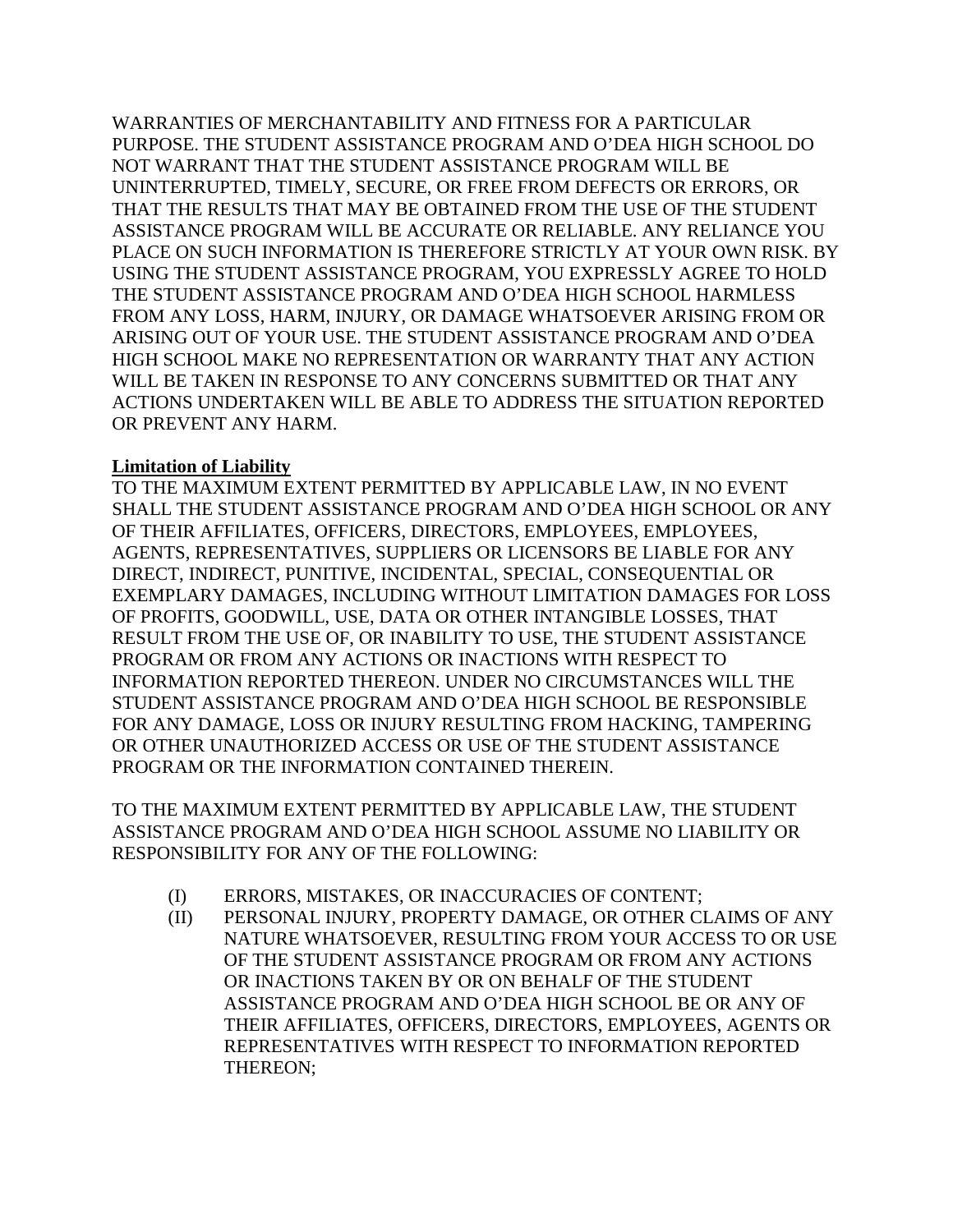WARRANTIES OF MERCHANTABILITY AND FITNESS FOR A PARTICULAR PURPOSE. THE STUDENT ASSISTANCE PROGRAM AND O'DEA HIGH SCHOOL DO NOT WARRANT THAT THE STUDENT ASSISTANCE PROGRAM WILL BE UNINTERRUPTED, TIMELY, SECURE, OR FREE FROM DEFECTS OR ERRORS, OR THAT THE RESULTS THAT MAY BE OBTAINED FROM THE USE OF THE STUDENT ASSISTANCE PROGRAM WILL BE ACCURATE OR RELIABLE. ANY RELIANCE YOU PLACE ON SUCH INFORMATION IS THEREFORE STRICTLY AT YOUR OWN RISK. BY USING THE STUDENT ASSISTANCE PROGRAM, YOU EXPRESSLY AGREE TO HOLD THE STUDENT ASSISTANCE PROGRAM AND O'DEA HIGH SCHOOL HARMLESS FROM ANY LOSS, HARM, INJURY, OR DAMAGE WHATSOEVER ARISING FROM OR ARISING OUT OF YOUR USE. THE STUDENT ASSISTANCE PROGRAM AND O'DEA HIGH SCHOOL MAKE NO REPRESENTATION OR WARRANTY THAT ANY ACTION WILL BE TAKEN IN RESPONSE TO ANY CONCERNS SUBMITTED OR THAT ANY ACTIONS UNDERTAKEN WILL BE ABLE TO ADDRESS THE SITUATION REPORTED OR PREVENT ANY HARM.

**Limitation of Liability**

TO THE MAXIMUM EXTENT PERMITTED BY APPLICABLE LAW, IN NO EVENT SHALL THE STUDENT ASSISTANCE PROGRAM AND O'DEA HIGH SCHOOL OR ANY OF THEIR AFFILIATES, OFFICERS, DIRECTORS, EMPLOYEES, EMPLOYEES, AGENTS, REPRESENTATIVES, SUPPLIERS OR LICENSORS BE LIABLE FOR ANY DIRECT, INDIRECT, PUNITIVE, INCIDENTAL, SPECIAL, CONSEQUENTIAL OR EXEMPLARY DAMAGES, INCLUDING WITHOUT LIMITATION DAMAGES FOR LOSS OF PROFITS, GOODWILL, USE, DATA OR OTHER INTANGIBLE LOSSES, THAT RESULT FROM THE USE OF, OR INABILITY TO USE, THE STUDENT ASSISTANCE PROGRAM OR FROM ANY ACTIONS OR INACTIONS WITH RESPECT TO INFORMATION REPORTED THEREON. UNDER NO CIRCUMSTANCES WILL THE STUDENT ASSISTANCE PROGRAM AND O'DEA HIGH SCHOOL BE RESPONSIBLE FOR ANY DAMAGE, LOSS OR INJURY RESULTING FROM HACKING, TAMPERING OR OTHER UNAUTHORIZED ACCESS OR USE OF THE STUDENT ASSISTANCE PROGRAM OR THE INFORMATION CONTAINED THEREIN.

TO THE MAXIMUM EXTENT PERMITTED BY APPLICABLE LAW, THE STUDENT ASSISTANCE PROGRAM AND O'DEA HIGH SCHOOL ASSUME NO LIABILITY OR RESPONSIBILITY FOR ANY OF THE FOLLOWING:

(I) ERRORS, MISTAKES, OR INACCURACIES OF CONTENT;

(II) PERSONAL INJURY, PROPERTY DAMAGE, OR OTHER CLAIMS OF ANY NATURE WHATSOEVER, RESULTING FROM YOUR ACCESS TO OR USE OF THE STUDENT ASSISTANCE PROGRAM OR FROM ANY ACTIONS OR INACTIONS TAKEN BY OR ON BEHALF OF THE STUDENT ASSISTANCE PROGRAM AND O'DEA HIGH SCHOOL BE OR ANY OF THEIR AFFILIATES, OFFICERS, DIRECTORS, EMPLOYEES, AGENTS OR REPRESENTATIVES WITH RESPECT TO INFORMATION REPORTED THEREON;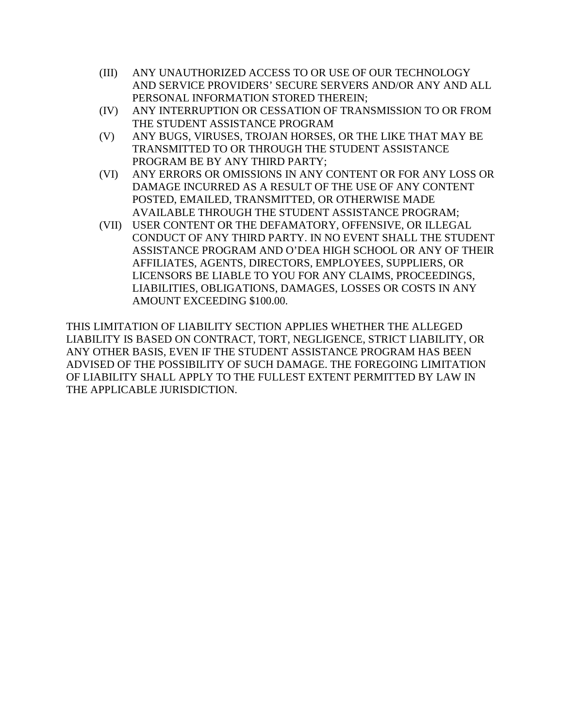(III) ANY UNAUTHORIZED ACCESS TO OR USE OF OUR TECHNOLOGY AND SERVICE PROVIDERS' SECURE SERVERS AND/OR ANY AND ALL PERSONAL INFORMATION STORED THEREIN;

(IV) ANY INTERRUPTION OR CESSATION OF TRANSMISSION TO OR FROM THE STUDENT ASSISTANCE PROGRAM

(V) ANY BUGS, VIRUSES, TROJAN HORSES, OR THE LIKE THAT MAY BE TRANSMITTED TO OR THROUGH THE STUDENT ASSISTANCE PROGRAM BE BY ANY THIRD PARTY;

(VI) ANY ERRORS OR OMISSIONS IN ANY CONTENT OR FOR ANY LOSS OR DAMAGE INCURRED AS A RESULT OF THE USE OF ANY CONTENT POSTED, EMAILED, TRANSMITTED, OR OTHERWISE MADE AVAILABLE THROUGH THE STUDENT ASSISTANCE PROGRAM;

(VII) USER CONTENT OR THE DEFAMATORY, OFFENSIVE, OR ILLEGAL CONDUCT OF ANY THIRD PARTY. IN NO EVENT SHALL THE STUDENT ASSISTANCE PROGRAM AND O'DEA HIGH SCHOOL OR ANY OF THEIR AFFILIATES, AGENTS, DIRECTORS, EMPLOYEES, SUPPLIERS, OR LICENSORS BE LIABLE TO YOU FOR ANY CLAIMS, PROCEEDINGS, LIABILITIES, OBLIGATIONS, DAMAGES, LOSSES OR COSTS IN ANY AMOUNT EXCEEDING $100.00.

THIS LIMITATION OF LIABILITY SECTION APPLIES WHETHER THE ALLEGED LIABILITY IS BASED ON CONTRACT, TORT, NEGLIGENCE, STRICT LIABILITY, OR ANY OTHER BASIS, EVEN IF THE STUDENT ASSISTANCE PROGRAM HAS BEEN ADVISED OF THE POSSIBILITY OF SUCH DAMAGE. THE FOREGOING LIMITATION OF LIABILITY SHALL APPLY TO THE FULLEST EXTENT PERMITTED BY LAW IN THE APPLICABLE JURISDICTION.